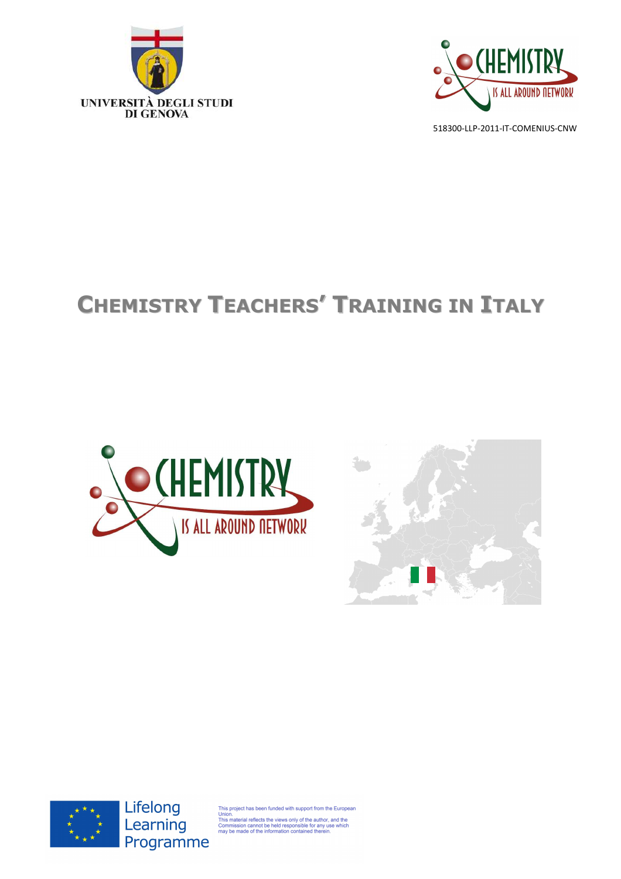UNIVERSITÀ DEGLI STUDI
DI GENOVA

CHEMISTRY IS ALL AROUND NETWORK

518300-LLP-2011-IT-COMENIUS-CNW

# CHEMISTRY TEACHERS' TRAINING IN ITALY

CHEMISTRY IS ALL AROUND NETWORK

Lifelong Learning Programme

This project has been funded with support from the European Union.
This material reflects the views only of the author, and the Commission cannot be held responsible for any use which may be made of the information contained therein.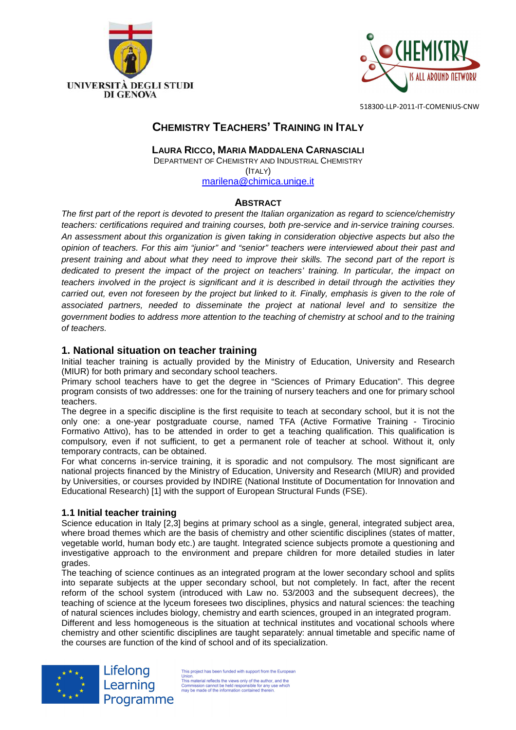518300-LLP-2011-IT-COMENIUS-CNW

# Chemistry Teachers' Training in Italy

**Laura Ricco, Maria Maddalena Carnasciali**

Department of Chemistry and Industrial Chemistry

(Italy)

marilena@chimica.unige.it

## Abstract

*The first part of the report is devoted to present the Italian organization as regard to science/chemistry teachers: certifications required and training courses, both pre-service and in-service training courses. An assessment about this organization is given taking in consideration objective aspects but also the opinion of teachers. For this aim "junior" and "senior" teachers were interviewed about their past and present training and about what they need to improve their skills. The second part of the report is dedicated to present the impact of the project on teachers' training. In particular, the impact on teachers involved in the project is significant and it is described in detail through the activities they carried out, even not foreseen by the project but linked to it. Finally, emphasis is given to the role of associated partners, needed to disseminate the project at national level and to sensitize the government bodies to address more attention to the teaching of chemistry at school and to the training of teachers.*

## 1. National situation on teacher training

Initial teacher training is actually provided by the Ministry of Education, University and Research (MIUR) for both primary and secondary school teachers.

Primary school teachers have to get the degree in "Sciences of Primary Education". This degree program consists of two addresses: one for the training of nursery teachers and one for primary school teachers.

The degree in a specific discipline is the first requisite to teach at secondary school, but it is not the only one: a one-year postgraduate course, named TFA (Active Formative Training - Tirocinio Formativo Attivo), has to be attended in order to get a teaching qualification. This qualification is compulsory, even if not sufficient, to get a permanent role of teacher at school. Without it, only temporary contracts, can be obtained.

For what concerns in-service training, it is sporadic and not compulsory. The most significant are national projects financed by the Ministry of Education, University and Research (MIUR) and provided by Universities, or courses provided by INDIRE (National Institute of Documentation for Innovation and Educational Research) [1] with the support of European Structural Funds (FSE).

### 1.1 Initial teacher training

Science education in Italy [2,3] begins at primary school as a single, general, integrated subject area, where broad themes which are the basis of chemistry and other scientific disciplines (states of matter, vegetable world, human body etc.) are taught. Integrated science subjects promote a questioning and investigative approach to the environment and prepare children for more detailed studies in later grades.

The teaching of science continues as an integrated program at the lower secondary school and splits into separate subjects at the upper secondary school, but not completely. In fact, after the recent reform of the school system (introduced with Law no. 53/2003 and the subsequent decrees), the teaching of science at the lyceum foresees two disciplines, physics and natural sciences: the teaching of natural sciences includes biology, chemistry and earth sciences, grouped in an integrated program.

Different and less homogeneous is the situation at technical institutes and vocational schools where chemistry and other scientific disciplines are taught separately: annual timetable and specific name of the courses are function of the kind of school and of its specialization.

This project has been funded with support from the European Union. This material reflects the views only of the author, and the Commission cannot be held responsible for any use which may be made of the information contained therein.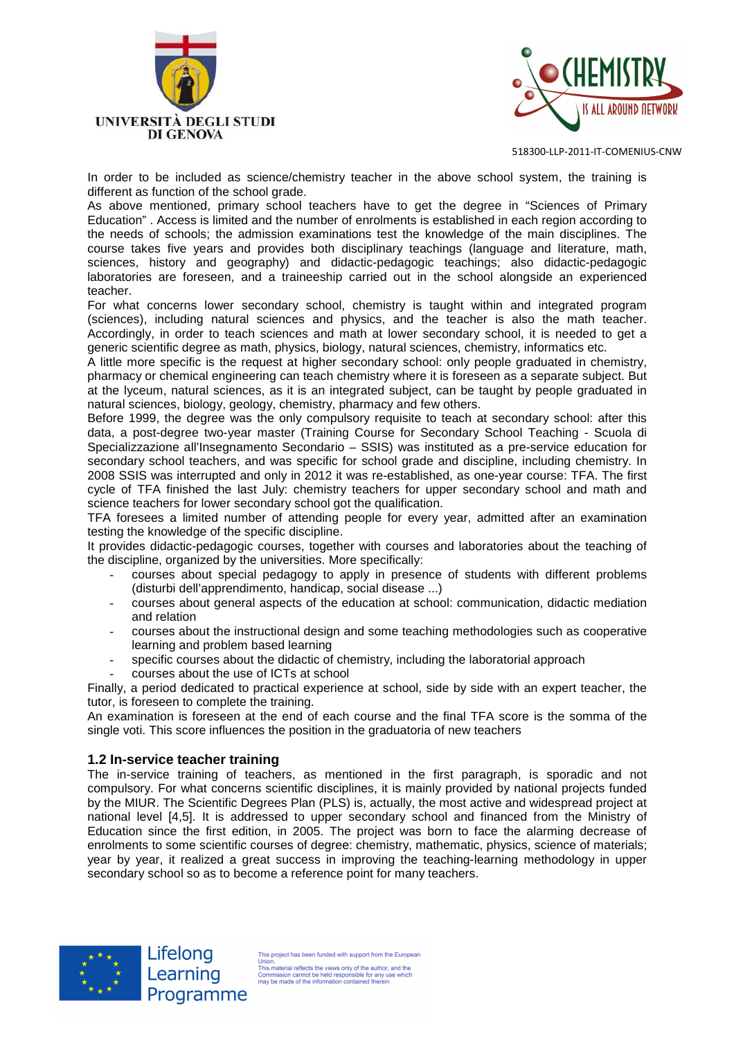In order to be included as science/chemistry teacher in the above school system, the training is different as function of the school grade.

As above mentioned, primary school teachers have to get the degree in “Sciences of Primary Education” . Access is limited and the number of enrolments is established in each region according to the needs of schools; the admission examinations test the knowledge of the main disciplines. The course takes five years and provides both disciplinary teachings (language and literature, math, sciences, history and geography) and didactic-pedagogic teachings; also didactic-pedagogic laboratories are foreseen, and a traineeship carried out in the school alongside an experienced teacher.

For what concerns lower secondary school, chemistry is taught within and integrated program (sciences), including natural sciences and physics, and the teacher is also the math teacher. Accordingly, in order to teach sciences and math at lower secondary school, it is needed to get a generic scientific degree as math, physics, biology, natural sciences, chemistry, informatics etc.

A little more specific is the request at higher secondary school: only people graduated in chemistry, pharmacy or chemical engineering can teach chemistry where it is foreseen as a separate subject. But at the lyceum, natural sciences, as it is an integrated subject, can be taught by people graduated in natural sciences, biology, geology, chemistry, pharmacy and few others.

Before 1999, the degree was the only compulsory requisite to teach at secondary school: after this data, a post-degree two-year master (Training Course for Secondary School Teaching - Scuola di Specializzazione all'Insegnamento Secondario – SSIS) was instituted as a pre-service education for secondary school teachers, and was specific for school grade and discipline, including chemistry. In 2008 SSIS was interrupted and only in 2012 it was re-established, as one-year course: TFA. The first cycle of TFA finished the last July: chemistry teachers for upper secondary school and math and science teachers for lower secondary school got the qualification.

TFA foresees a limited number of attending people for every year, admitted after an examination testing the knowledge of the specific discipline.

It provides didactic-pedagogic courses, together with courses and laboratories about the teaching of the discipline, organized by the universities. More specifically:

- courses about special pedagogy to apply in presence of students with different problems (disturbi dell'apprendimento, handicap, social disease ...)
- courses about general aspects of the education at school: communication, didactic mediation and relation
- courses about the instructional design and some teaching methodologies such as cooperative learning and problem based learning
- specific courses about the didactic of chemistry, including the laboratorial approach
- courses about the use of ICTs at school

Finally, a period dedicated to practical experience at school, side by side with an expert teacher, the tutor, is foreseen to complete the training.

An examination is foreseen at the end of each course and the final TFA score is the somma of the single voti. This score influences the position in the graduatoria of new teachers

## 1.2 In-service teacher training

The in-service training of teachers, as mentioned in the first paragraph, is sporadic and not compulsory. For what concerns scientific disciplines, it is mainly provided by national projects funded by the MIUR. The Scientific Degrees Plan (PLS) is, actually, the most active and widespread project at national level [4,5]. It is addressed to upper secondary school and financed from the Ministry of Education since the first edition, in 2005. The project was born to face the alarming decrease of enrolments to some scientific courses of degree: chemistry, mathematic, physics, science of materials; year by year, it realized a great success in improving the teaching-learning methodology in upper secondary school so as to become a reference point for many teachers.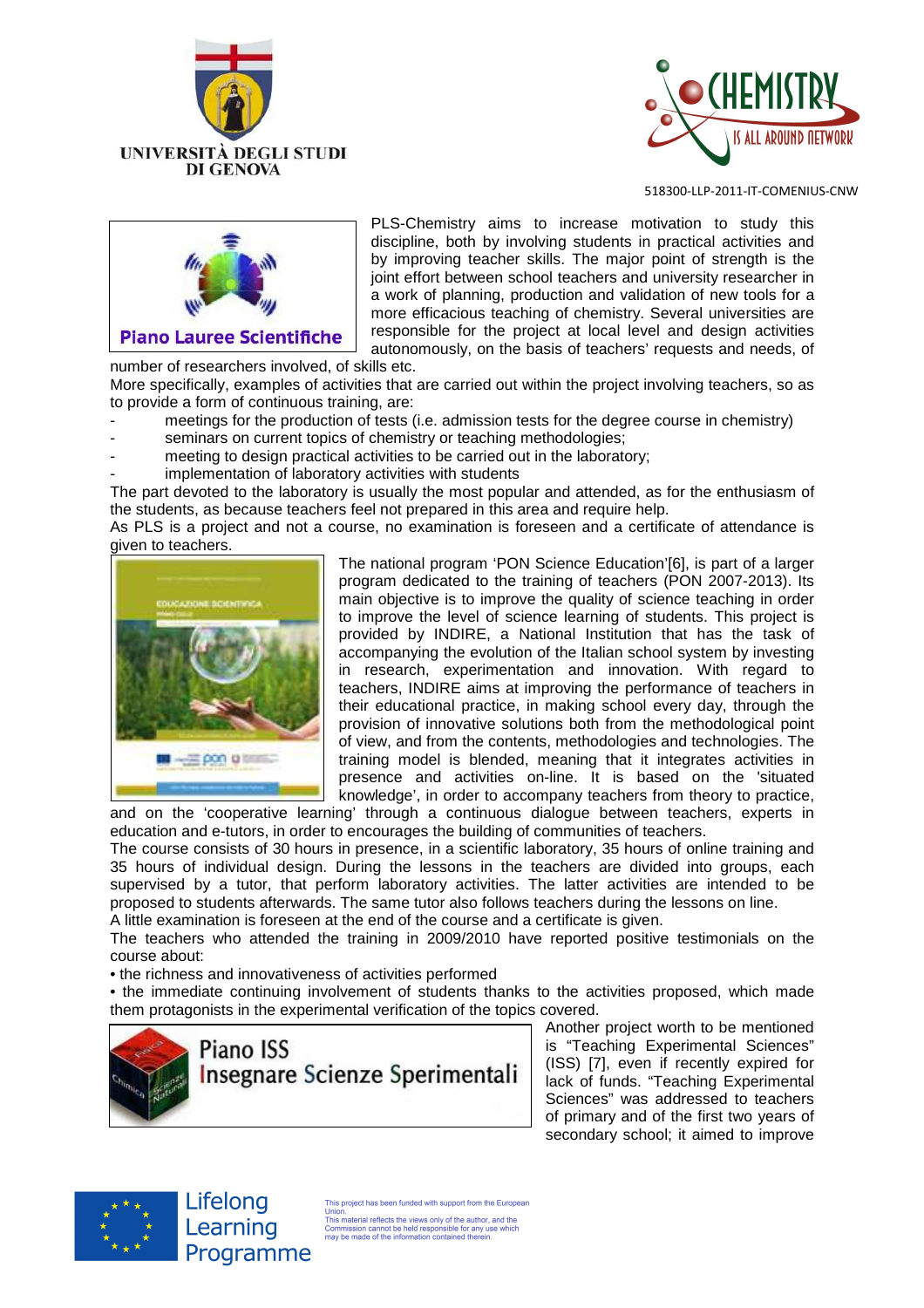PLS-Chemistry aims to increase motivation to study this discipline, both by involving students in practical activities and by improving teacher skills. The major point of strength is the joint effort between school teachers and university researcher in a work of planning, production and validation of new tools for a more efficacious teaching of chemistry. Several universities are responsible for the project at local level and design activities autonomously, on the basis of teachers' requests and needs, of number of researchers involved, of skills etc.

More specifically, examples of activities that are carried out within the project involving teachers, so as to provide a form of continuous training, are:

- meetings for the production of tests (i.e. admission tests for the degree course in chemistry)
- seminars on current topics of chemistry or teaching methodologies;
- meeting to design practical activities to be carried out in the laboratory;
- implementation of laboratory activities with students

The part devoted to the laboratory is usually the most popular and attended, as for the enthusiasm of the students, as because teachers feel not prepared in this area and require help.

As PLS is a project and not a course, no examination is foreseen and a certificate of attendance is given to teachers.

The national program 'PON Science Education'[6], is part of a larger program dedicated to the training of teachers (PON 2007-2013). Its main objective is to improve the quality of science teaching in order to improve the level of science learning of students. This project is provided by INDIRE, a National Institution that has the task of accompanying the evolution of the Italian school system by investing in research, experimentation and innovation. With regard to teachers, INDIRE aims at improving the performance of teachers in their educational practice, in making school every day, through the provision of innovative solutions both from the methodological point of view, and from the contents, methodologies and technologies. The training model is blended, meaning that it integrates activities in presence and activities on-line. It is based on the 'situated knowledge', in order to accompany teachers from theory to practice, and on the 'cooperative learning' through a continuous dialogue between teachers, experts in education and e-tutors, in order to encourages the building of communities of teachers.

The course consists of 30 hours in presence, in a scientific laboratory, 35 hours of online training and 35 hours of individual design. During the lessons in the teachers are divided into groups, each supervised by a tutor, that perform laboratory activities. The latter activities are intended to be proposed to students afterwards. The same tutor also follows teachers during the lessons on line.

A little examination is foreseen at the end of the course and a certificate is given.

The teachers who attended the training in 2009/2010 have reported positive testimonials on the course about:

- the richness and innovativeness of activities performed
- the immediate continuing involvement of students thanks to the activities proposed, which made them protagonists in the experimental verification of the topics covered.

Another project worth to be mentioned is "Teaching Experimental Sciences" (ISS) [7], even if recently expired for lack of funds. "Teaching Experimental Sciences" was addressed to teachers of primary and of the first two years of secondary school; it aimed to improve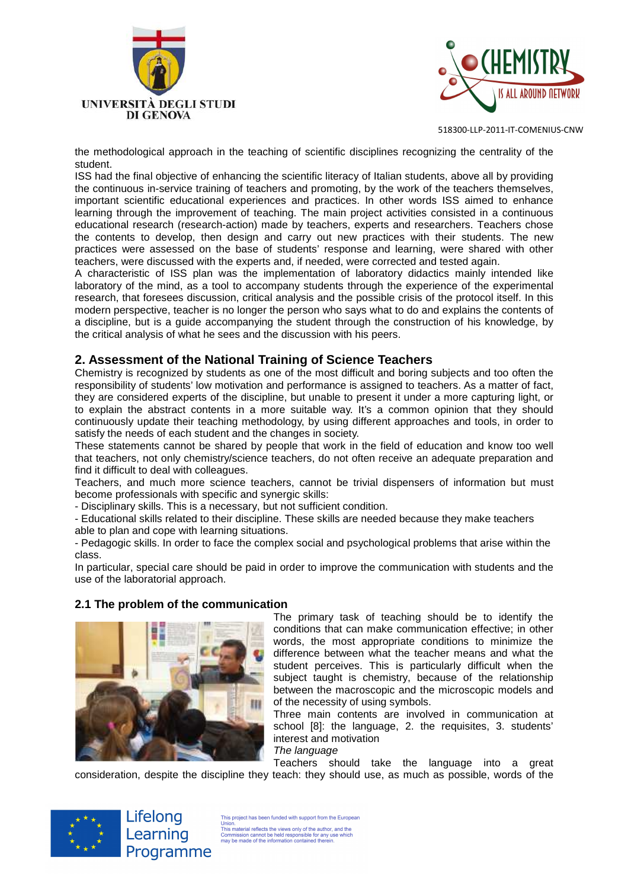the methodological approach in the teaching of scientific disciplines recognizing the centrality of the student.

ISS had the final objective of enhancing the scientific literacy of Italian students, above all by providing the continuous in-service training of teachers and promoting, by the work of the teachers themselves, important scientific educational experiences and practices. In other words ISS aimed to enhance learning through the improvement of teaching. The main project activities consisted in a continuous educational research (research-action) made by teachers, experts and researchers. Teachers chose the contents to develop, then design and carry out new practices with their students. The new practices were assessed on the base of students' response and learning, were shared with other teachers, were discussed with the experts and, if needed, were corrected and tested again.

A characteristic of ISS plan was the implementation of laboratory didactics mainly intended like laboratory of the mind, as a tool to accompany students through the experience of the experimental research, that foresees discussion, critical analysis and the possible crisis of the protocol itself. In this modern perspective, teacher is no longer the person who says what to do and explains the contents of a discipline, but is a guide accompanying the student through the construction of his knowledge, by the critical analysis of what he sees and the discussion with his peers.

## 2. Assessment of the National Training of Science Teachers

Chemistry is recognized by students as one of the most difficult and boring subjects and too often the responsibility of students' low motivation and performance is assigned to teachers. As a matter of fact, they are considered experts of the discipline, but unable to present it under a more capturing light, or to explain the abstract contents in a more suitable way. It's a common opinion that they should continuously update their teaching methodology, by using different approaches and tools, in order to satisfy the needs of each student and the changes in society.

These statements cannot be shared by people that work in the field of education and know too well that teachers, not only chemistry/science teachers, do not often receive an adequate preparation and find it difficult to deal with colleagues.

Teachers, and much more science teachers, cannot be trivial dispensers of information but must become professionals with specific and synergic skills:

- Disciplinary skills. This is a necessary, but not sufficient condition.
- Educational skills related to their discipline. These skills are needed because they make teachers able to plan and cope with learning situations.
- Pedagogic skills. In order to face the complex social and psychological problems that arise within the class.

In particular, special care should be paid in order to improve the communication with students and the use of the laboratorial approach.

### 2.1 The problem of the communication

The primary task of teaching should be to identify the conditions that can make communication effective; in other words, the most appropriate conditions to minimize the difference between what the teacher means and what the student perceives. This is particularly difficult when the subject taught is chemistry, because of the relationship between the macroscopic and the microscopic models and of the necessity of using symbols.

Three main contents are involved in communication at school [8]: the language, 2. the requisites, 3. students' interest and motivation

*The language*

Teachers should take the language into a great consideration, despite the discipline they teach: they should use, as much as possible, words of the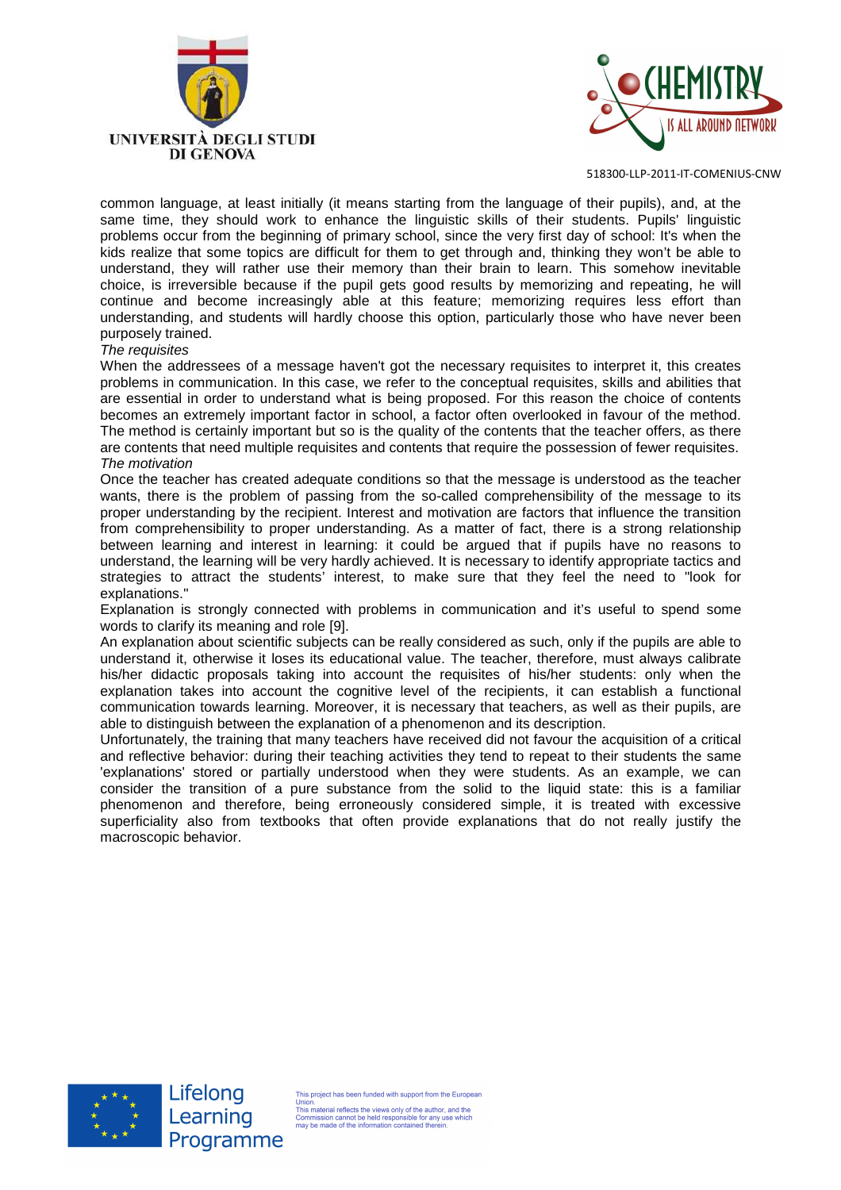common language, at least initially (it means starting from the language of their pupils), and, at the same time, they should work to enhance the linguistic skills of their students. Pupils' linguistic problems occur from the beginning of primary school, since the very first day of school: It's when the kids realize that some topics are difficult for them to get through and, thinking they won't be able to understand, they will rather use their memory than their brain to learn. This somehow inevitable choice, is irreversible because if the pupil gets good results by memorizing and repeating, he will continue and become increasingly able at this feature; memorizing requires less effort than understanding, and students will hardly choose this option, particularly those who have never been purposely trained.

*The requisites*

When the addressees of a message haven't got the necessary requisites to interpret it, this creates problems in communication. In this case, we refer to the conceptual requisites, skills and abilities that are essential in order to understand what is being proposed. For this reason the choice of contents becomes an extremely important factor in school, a factor often overlooked in favour of the method. The method is certainly important but so is the quality of the contents that the teacher offers, as there are contents that need multiple requisites and contents that require the possession of fewer requisites.

*The motivation*

Once the teacher has created adequate conditions so that the message is understood as the teacher wants, there is the problem of passing from the so-called comprehensibility of the message to its proper understanding by the recipient. Interest and motivation are factors that influence the transition from comprehensibility to proper understanding. As a matter of fact, there is a strong relationship between learning and interest in learning: it could be argued that if pupils have no reasons to understand, the learning will be very hardly achieved. It is necessary to identify appropriate tactics and strategies to attract the students' interest, to make sure that they feel the need to "look for explanations."

Explanation is strongly connected with problems in communication and it's useful to spend some words to clarify its meaning and role [9].

An explanation about scientific subjects can be really considered as such, only if the pupils are able to understand it, otherwise it loses its educational value. The teacher, therefore, must always calibrate his/her didactic proposals taking into account the requisites of his/her students: only when the explanation takes into account the cognitive level of the recipients, it can establish a functional communication towards learning. Moreover, it is necessary that teachers, as well as their pupils, are able to distinguish between the explanation of a phenomenon and its description.

Unfortunately, the training that many teachers have received did not favour the acquisition of a critical and reflective behavior: during their teaching activities they tend to repeat to their students the same 'explanations' stored or partially understood when they were students. As an example, we can consider the transition of a pure substance from the solid to the liquid state: this is a familiar phenomenon and therefore, being erroneously considered simple, it is treated with excessive superficiality also from textbooks that often provide explanations that do not really justify the macroscopic behavior.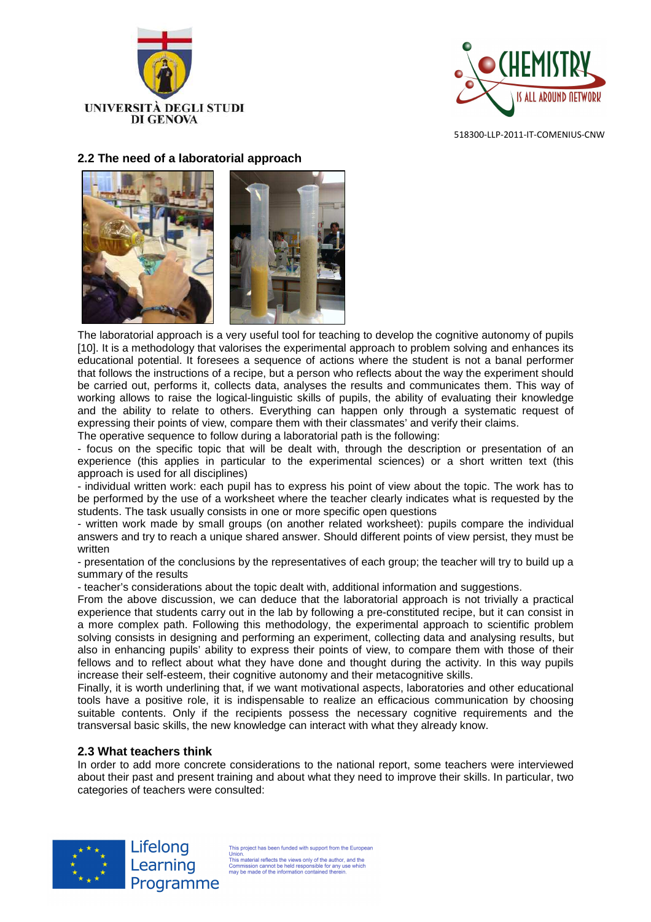## 2.2 The need of a laboratorial approach

The laboratorial approach is a very useful tool for teaching to develop the cognitive autonomy of pupils [10]. It is a methodology that valorises the experimental approach to problem solving and enhances its educational potential. It foresees a sequence of actions where the student is not a banal performer that follows the instructions of a recipe, but a person who reflects about the way the experiment should be carried out, performs it, collects data, analyses the results and communicates them. This way of working allows to raise the logical-linguistic skills of pupils, the ability of evaluating their knowledge and the ability to relate to others. Everything can happen only through a systematic request of expressing their points of view, compare them with their classmates' and verify their claims.

The operative sequence to follow during a laboratorial path is the following:

- focus on the specific topic that will be dealt with, through the description or presentation of an experience (this applies in particular to the experimental sciences) or a short written text (this approach is used for all disciplines)
- individual written work: each pupil has to express his point of view about the topic. The work has to be performed by the use of a worksheet where the teacher clearly indicates what is requested by the students. The task usually consists in one or more specific open questions
- written work made by small groups (on another related worksheet): pupils compare the individual answers and try to reach a unique shared answer. Should different points of view persist, they must be written
- presentation of the conclusions by the representatives of each group; the teacher will try to build up a summary of the results
- teacher's considerations about the topic dealt with, additional information and suggestions.

From the above discussion, we can deduce that the laboratorial approach is not trivially a practical experience that students carry out in the lab by following a pre-constituted recipe, but it can consist in a more complex path. Following this methodology, the experimental approach to scientific problem solving consists in designing and performing an experiment, collecting data and analysing results, but also in enhancing pupils' ability to express their points of view, to compare them with those of their fellows and to reflect about what they have done and thought during the activity. In this way pupils increase their self-esteem, their cognitive autonomy and their metacognitive skills.

Finally, it is worth underlining that, if we want motivational aspects, laboratories and other educational tools have a positive role, it is indispensable to realize an efficacious communication by choosing suitable contents. Only if the recipients possess the necessary cognitive requirements and the transversal basic skills, the new knowledge can interact with what they already know.

## 2.3 What teachers think

In order to add more concrete considerations to the national report, some teachers were interviewed about their past and present training and about what they need to improve their skills. In particular, two categories of teachers were consulted: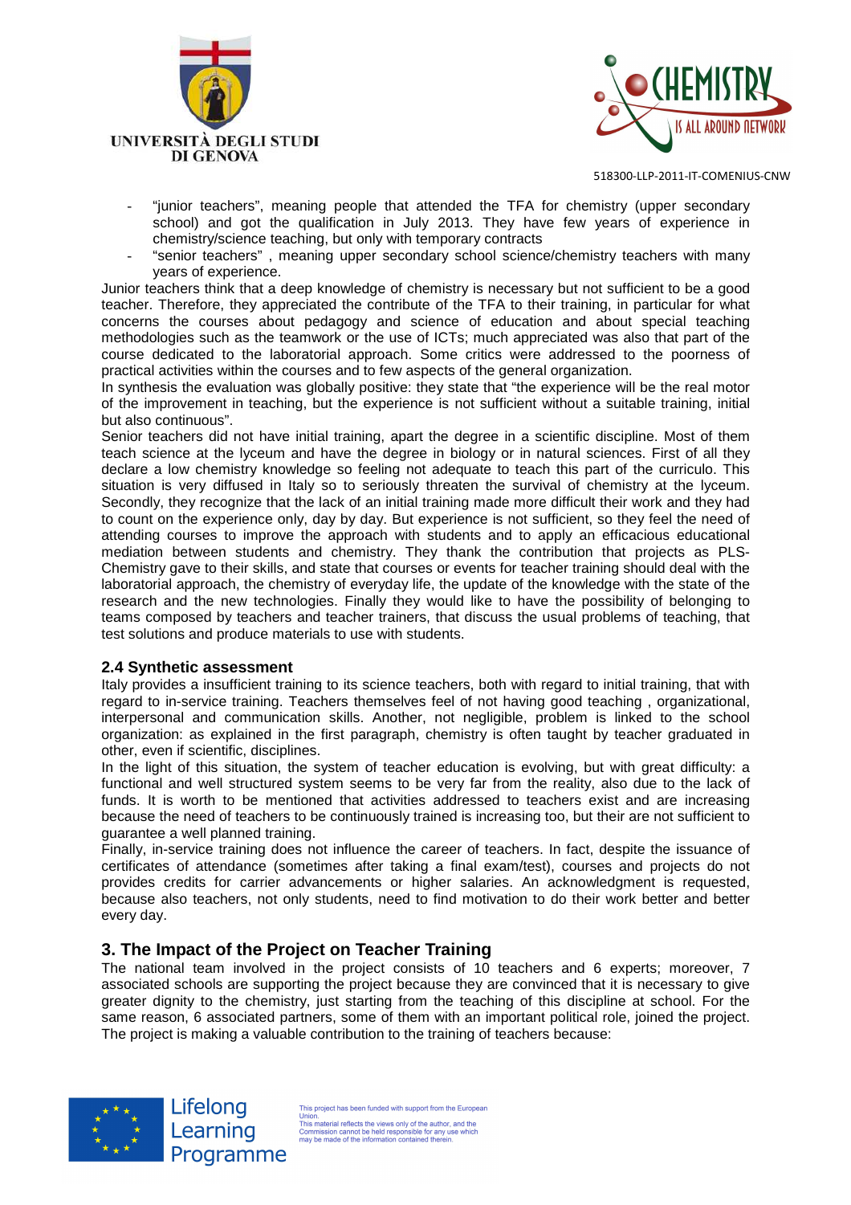- "junior teachers", meaning people that attended the TFA for chemistry (upper secondary school) and got the qualification in July 2013. They have few years of experience in chemistry/science teaching, but only with temporary contracts
- "senior teachers" , meaning upper secondary school science/chemistry teachers with many years of experience.

Junior teachers think that a deep knowledge of chemistry is necessary but not sufficient to be a good teacher. Therefore, they appreciated the contribute of the TFA to their training, in particular for what concerns the courses about pedagogy and science of education and about special teaching methodologies such as the teamwork or the use of ICTs; much appreciated was also that part of the course dedicated to the laboratorial approach. Some critics were addressed to the poorness of practical activities within the courses and to few aspects of the general organization.

In synthesis the evaluation was globally positive: they state that "the experience will be the real motor of the improvement in teaching, but the experience is not sufficient without a suitable training, initial but also continuous".

Senior teachers did not have initial training, apart the degree in a scientific discipline. Most of them teach science at the lyceum and have the degree in biology or in natural sciences. First of all they declare a low chemistry knowledge so feeling not adequate to teach this part of the curriculo. This situation is very diffused in Italy so to seriously threaten the survival of chemistry at the lyceum. Secondly, they recognize that the lack of an initial training made more difficult their work and they had to count on the experience only, day by day. But experience is not sufficient, so they feel the need of attending courses to improve the approach with students and to apply an efficacious educational mediation between students and chemistry. They thank the contribution that projects as PLS-Chemistry gave to their skills, and state that courses or events for teacher training should deal with the laboratorial approach, the chemistry of everyday life, the update of the knowledge with the state of the research and the new technologies. Finally they would like to have the possibility of belonging to teams composed by teachers and teacher trainers, that discuss the usual problems of teaching, that test solutions and produce materials to use with students.

### 2.4 Synthetic assessment

Italy provides a insufficient training to its science teachers, both with regard to initial training, that with regard to in-service training. Teachers themselves feel of not having good teaching , organizational, interpersonal and communication skills. Another, not negligible, problem is linked to the school organization: as explained in the first paragraph, chemistry is often taught by teacher graduated in other, even if scientific, disciplines.

In the light of this situation, the system of teacher education is evolving, but with great difficulty: a functional and well structured system seems to be very far from the reality, also due to the lack of funds. It is worth to be mentioned that activities addressed to teachers exist and are increasing because the need of teachers to be continuously trained is increasing too, but their are not sufficient to guarantee a well planned training.

Finally, in-service training does not influence the career of teachers. In fact, despite the issuance of certificates of attendance (sometimes after taking a final exam/test), courses and projects do not provides credits for carrier advancements or higher salaries. An acknowledgment is requested, because also teachers, not only students, need to find motivation to do their work better and better every day.

## 3. The Impact of the Project on Teacher Training

The national team involved in the project consists of 10 teachers and 6 experts; moreover, 7 associated schools are supporting the project because they are convinced that it is necessary to give greater dignity to the chemistry, just starting from the teaching of this discipline at school. For the same reason, 6 associated partners, some of them with an important political role, joined the project. The project is making a valuable contribution to the training of teachers because: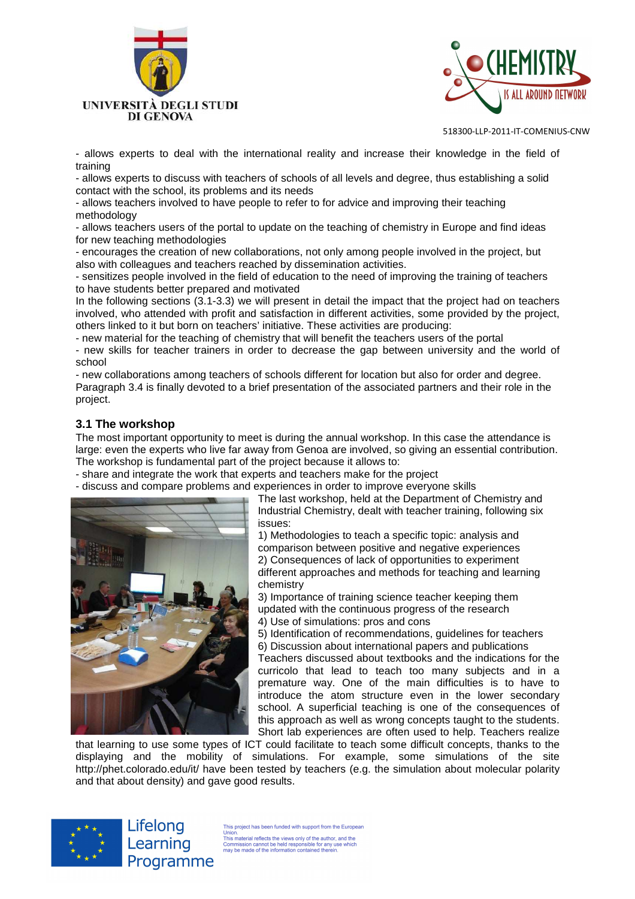- allows experts to deal with the international reality and increase their knowledge in the field of training
- allows experts to discuss with teachers of schools of all levels and degree, thus establishing a solid contact with the school, its problems and its needs
- allows teachers involved to have people to refer to for advice and improving their teaching methodology
- allows teachers users of the portal to update on the teaching of chemistry in Europe and find ideas for new teaching methodologies
- encourages the creation of new collaborations, not only among people involved in the project, but also with colleagues and teachers reached by dissemination activities.
- sensitizes people involved in the field of education to the need of improving the training of teachers to have students better prepared and motivated

In the following sections (3.1-3.3) we will present in detail the impact that the project had on teachers involved, who attended with profit and satisfaction in different activities, some provided by the project, others linked to it but born on teachers' initiative. These activities are producing:

- new material for the teaching of chemistry that will benefit the teachers users of the portal
- new skills for teacher trainers in order to decrease the gap between university and the world of school
- new collaborations among teachers of schools different for location but also for order and degree.

Paragraph 3.4 is finally devoted to a brief presentation of the associated partners and their role in the project.

### 3.1 The workshop

The most important opportunity to meet is during the annual workshop. In this case the attendance is large: even the experts who live far away from Genoa are involved, so giving an essential contribution. The workshop is fundamental part of the project because it allows to:

- share and integrate the work that experts and teachers make for the project
- discuss and compare problems and experiences in order to improve everyone skills

The last workshop, held at the Department of Chemistry and Industrial Chemistry, dealt with teacher training, following six issues:

1) Methodologies to teach a specific topic: analysis and comparison between positive and negative experiences
2) Consequences of lack of opportunities to experiment different approaches and methods for teaching and learning chemistry
3) Importance of training science teacher keeping them updated with the continuous progress of the research
4) Use of simulations: pros and cons
5) Identification of recommendations, guidelines for teachers
6) Discussion about international papers and publications

Teachers discussed about textbooks and the indications for the curricolo that lead to teach too many subjects and in a premature way. One of the main difficulties is to have to introduce the atom structure even in the lower secondary school. A superficial teaching is one of the consequences of this approach as well as wrong concepts taught to the students. Short lab experiences are often used to help. Teachers realize that learning to use some types of ICT could facilitate to teach some difficult concepts, thanks to the displaying and the mobility of simulations. For example, some simulations of the site http://phet.colorado.edu/it/ have been tested by teachers (e.g. the simulation about molecular polarity and that about density) and gave good results.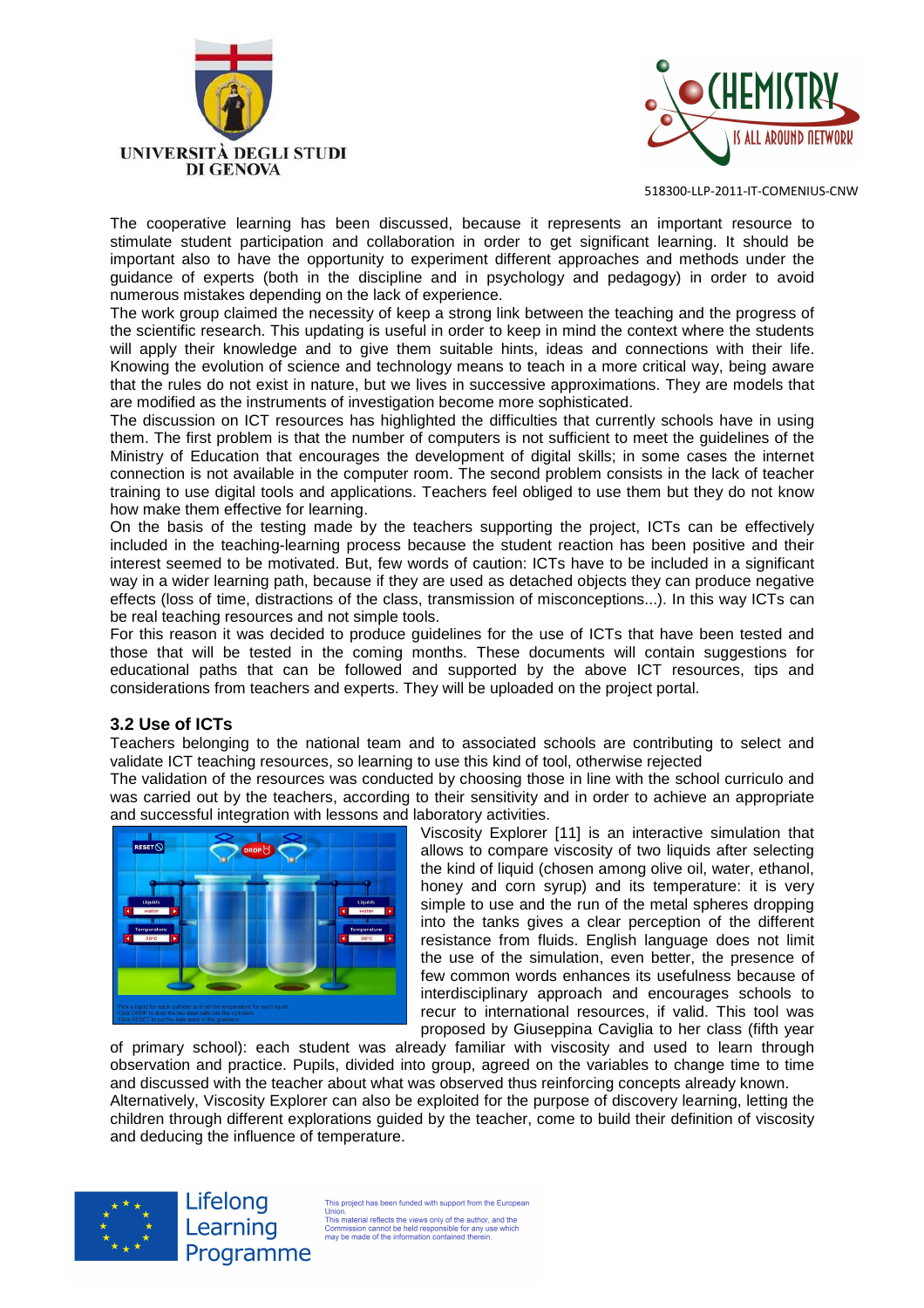The cooperative learning has been discussed, because it represents an important resource to stimulate student participation and collaboration in order to get significant learning. It should be important also to have the opportunity to experiment different approaches and methods under the guidance of experts (both in the discipline and in psychology and pedagogy) in order to avoid numerous mistakes depending on the lack of experience.
The work group claimed the necessity of keep a strong link between the teaching and the progress of the scientific research. This updating is useful in order to keep in mind the context where the students will apply their knowledge and to give them suitable hints, ideas and connections with their life. Knowing the evolution of science and technology means to teach in a more critical way, being aware that the rules do not exist in nature, but we lives in successive approximations. They are models that are modified as the instruments of investigation become more sophisticated.
The discussion on ICT resources has highlighted the difficulties that currently schools have in using them. The first problem is that the number of computers is not sufficient to meet the guidelines of the Ministry of Education that encourages the development of digital skills; in some cases the internet connection is not available in the computer room. The second problem consists in the lack of teacher training to use digital tools and applications. Teachers feel obliged to use them but they do not know how make them effective for learning.
On the basis of the testing made by the teachers supporting the project, ICTs can be effectively included in the teaching-learning process because the student reaction has been positive and their interest seemed to be motivated. But, few words of caution: ICTs have to be included in a significant way in a wider learning path, because if they are used as detached objects they can produce negative effects (loss of time, distractions of the class, transmission of misconceptions...). In this way ICTs can be real teaching resources and not simple tools.
For this reason it was decided to produce guidelines for the use of ICTs that have been tested and those that will be tested in the coming months. These documents will contain suggestions for educational paths that can be followed and supported by the above ICT resources, tips and considerations from teachers and experts. They will be uploaded on the project portal.

## 3.2 Use of ICTs

Teachers belonging to the national team and to associated schools are contributing to select and validate ICT teaching resources, so learning to use this kind of tool, otherwise rejected
The validation of the resources was conducted by choosing those in line with the school curriculo and was carried out by the teachers, according to their sensitivity and in order to achieve an appropriate and successful integration with lessons and laboratory activities.
Viscosity Explorer [11] is an interactive simulation that allows to compare viscosity of two liquids after selecting the kind of liquid (chosen among olive oil, water, ethanol, honey and corn syrup) and its temperature: it is very simple to use and the run of the metal spheres dropping into the tanks gives a clear perception of the different resistance from fluids. English language does not limit the use of the simulation, even better, the presence of few common words enhances its usefulness because of interdisciplinary approach and encourages schools to recur to international resources, if valid. This tool was proposed by Giuseppina Caviglia to her class (fifth year of primary school): each student was already familiar with viscosity and used to learn through observation and practice. Pupils, divided into group, agreed on the variables to change time to time and discussed with the teacher about what was observed thus reinforcing concepts already known.
Alternatively, Viscosity Explorer can also be exploited for the purpose of discovery learning, letting the children through different explorations guided by the teacher, come to build their definition of viscosity and deducing the influence of temperature.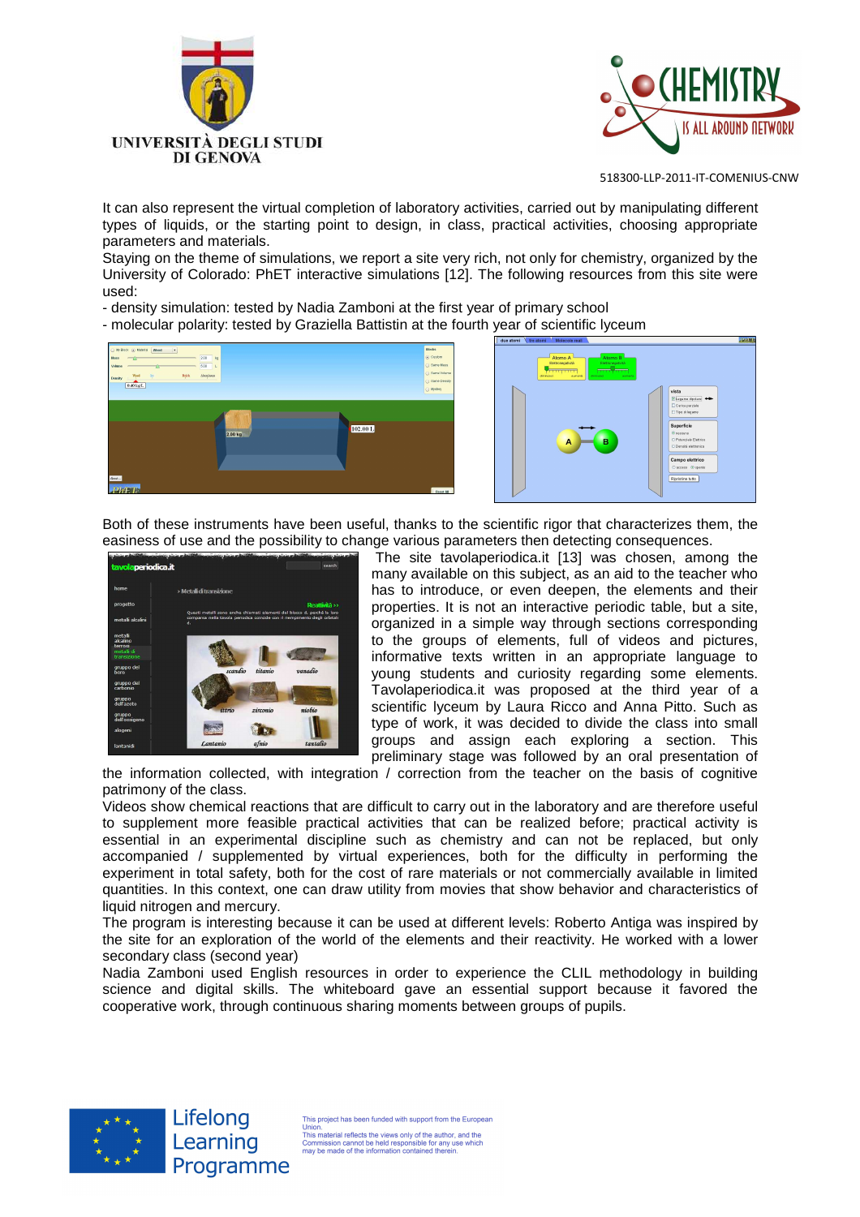It can also represent the virtual completion of laboratory activities, carried out by manipulating different types of liquids, or the starting point to design, in class, practical activities, choosing appropriate parameters and materials.

Staying on the theme of simulations, we report a site very rich, not only for chemistry, organized by the University of Colorado: PhET interactive simulations [12]. The following resources from this site were used:

- density simulation: tested by Nadia Zamboni at the first year of primary school
- molecular polarity: tested by Graziella Battistin at the fourth year of scientific lyceum

Both of these instruments have been useful, thanks to the scientific rigor that characterizes them, the easiness of use and the possibility to change various parameters then detecting consequences.

The site tavolaperiodica.it [13] was chosen, among the many available on this subject, as an aid to the teacher who has to introduce, or even deepen, the elements and their properties. It is not an interactive periodic table, but a site, organized in a simple way through sections corresponding to the groups of elements, full of videos and pictures, informative texts written in an appropriate language to young students and curiosity regarding some elements. Tavolaperiodica.it was proposed at the third year of a scientific lyceum by Laura Ricco and Anna Pitto. Such as type of work, it was decided to divide the class into small groups and assign each exploring a section. This preliminary stage was followed by an oral presentation of the information collected, with integration / correction from the teacher on the basis of cognitive patrimony of the class.

Videos show chemical reactions that are difficult to carry out in the laboratory and are therefore useful to supplement more feasible practical activities that can be realized before; practical activity is essential in an experimental discipline such as chemistry and can not be replaced, but only accompanied / supplemented by virtual experiences, both for the difficulty in performing the experiment in total safety, both for the cost of rare materials or not commercially available in limited quantities. In this context, one can draw utility from movies that show behavior and characteristics of liquid nitrogen and mercury.

The program is interesting because it can be used at different levels: Roberto Antiga was inspired by the site for an exploration of the world of the elements and their reactivity. He worked with a lower secondary class (second year)

Nadia Zamboni used English resources in order to experience the CLIL methodology in building science and digital skills. The whiteboard gave an essential support because it favored the cooperative work, through continuous sharing moments between groups of pupils.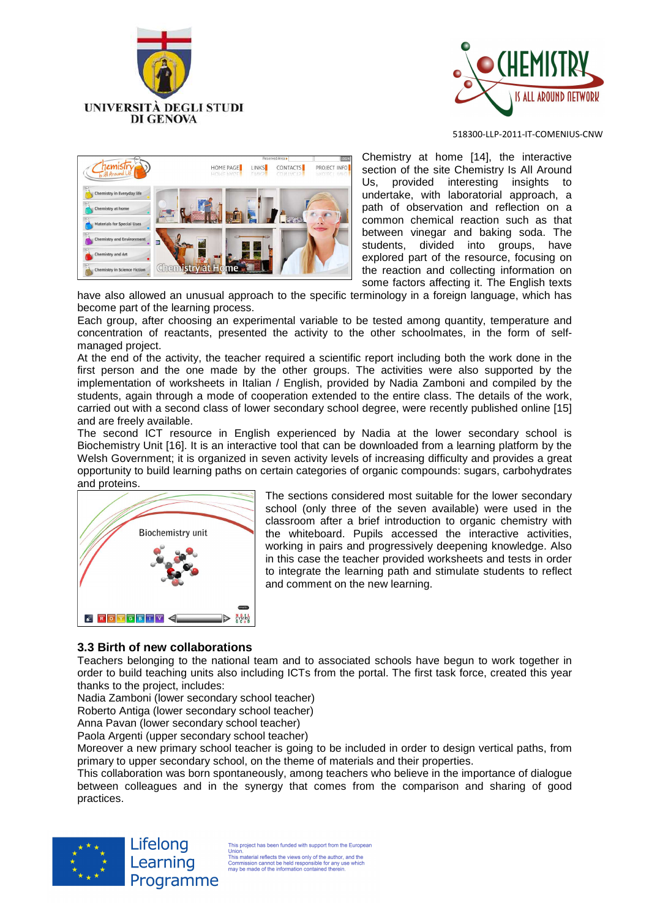Chemistry at home [14], the interactive section of the site Chemistry Is All Around Us, provided interesting insights to undertake, with laboratorial approach, a path of observation and reflection on a common chemical reaction such as that between vinegar and baking soda. The students, divided into groups, have explored part of the resource, focusing on the reaction and collecting information on some factors affecting it. The English texts have also allowed an unusual approach to the specific terminology in a foreign language, which has become part of the learning process.

Each group, after choosing an experimental variable to be tested among quantity, temperature and concentration of reactants, presented the activity to the other schoolmates, in the form of self-managed project.

At the end of the activity, the teacher required a scientific report including both the work done in the first person and the one made by the other groups. The activities were also supported by the implementation of worksheets in Italian / English, provided by Nadia Zamboni and compiled by the students, again through a mode of cooperation extended to the entire class. The details of the work, carried out with a second class of lower secondary school degree, were recently published online [15] and are freely available.

The second ICT resource in English experienced by Nadia at the lower secondary school is Biochemistry Unit [16]. It is an interactive tool that can be downloaded from a learning platform by the Welsh Government; it is organized in seven activity levels of increasing difficulty and provides a great opportunity to build learning paths on certain categories of organic compounds: sugars, carbohydrates and proteins.

The sections considered most suitable for the lower secondary school (only three of the seven available) were used in the classroom after a brief introduction to organic chemistry with the whiteboard. Pupils accessed the interactive activities, working in pairs and progressively deepening knowledge. Also in this case the teacher provided worksheets and tests in order to integrate the learning path and stimulate students to reflect and comment on the new learning.

### 3.3 Birth of new collaborations

Teachers belonging to the national team and to associated schools have begun to work together in order to build teaching units also including ICTs from the portal. The first task force, created this year thanks to the project, includes:

Nadia Zamboni (lower secondary school teacher)
Roberto Antiga (lower secondary school teacher)
Anna Pavan (lower secondary school teacher)
Paola Argenti (upper secondary school teacher)

Moreover a new primary school teacher is going to be included in order to design vertical paths, from primary to upper secondary school, on the theme of materials and their properties.

This collaboration was born spontaneously, among teachers who believe in the importance of dialogue between colleagues and in the synergy that comes from the comparison and sharing of good practices.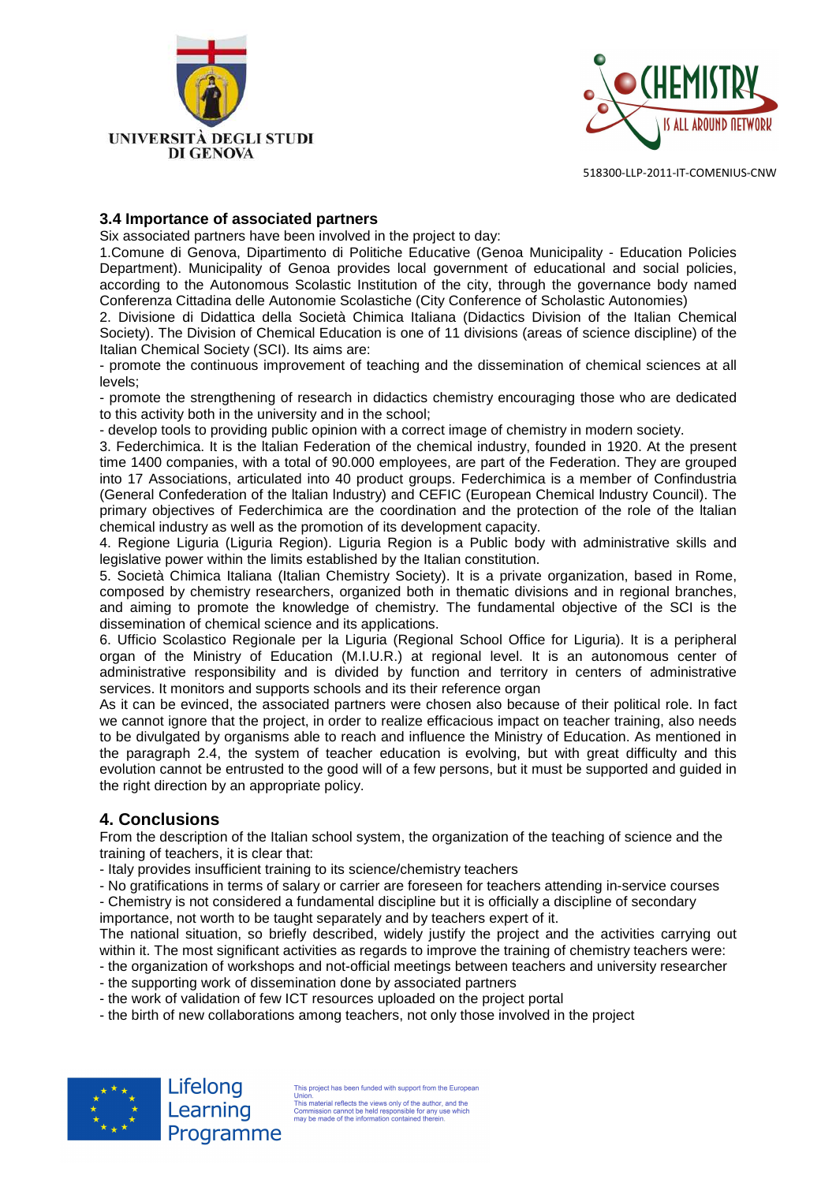### 3.4 Importance of associated partners

Six associated partners have been involved in the project to day:

1.Comune di Genova, Dipartimento di Politiche Educative (Genoa Municipality - Education Policies Department). Municipality of Genoa provides local government of educational and social policies, according to the Autonomous Scolastic Institution of the city, through the governance body named Conferenza Cittadina delle Autonomie Scolastiche (City Conference of Scholastic Autonomies)

2. Divisione di Didattica della Società Chimica Italiana (Didactics Division of the Italian Chemical Society). The Division of Chemical Education is one of 11 divisions (areas of science discipline) of the Italian Chemical Society (SCI). Its aims are:

- promote the continuous improvement of teaching and the dissemination of chemical sciences at all levels;
- promote the strengthening of research in didactics chemistry encouraging those who are dedicated to this activity both in the university and in the school;
- develop tools to providing public opinion with a correct image of chemistry in modern society.

3. Federchimica. It is the Italian Federation of the chemical industry, founded in 1920. At the present time 1400 companies, with a total of 90.000 employees, are part of the Federation. They are grouped into 17 Associations, articulated into 40 product groups. Federchimica is a member of Confindustria (General Confederation of the Italian Industry) and CEFIC (European Chemical Industry Council). The primary objectives of Federchimica are the coordination and the protection of the role of the Italian chemical industry as well as the promotion of its development capacity.

4. Regione Liguria (Liguria Region). Liguria Region is a Public body with administrative skills and legislative power within the limits established by the Italian constitution.

5. Società Chimica Italiana (Italian Chemistry Society). It is a private organization, based in Rome, composed by chemistry researchers, organized both in thematic divisions and in regional branches, and aiming to promote the knowledge of chemistry. The fundamental objective of the SCI is the dissemination of chemical science and its applications.

6. Ufficio Scolastico Regionale per la Liguria (Regional School Office for Liguria). It is a peripheral organ of the Ministry of Education (M.I.U.R.) at regional level. It is an autonomous center of administrative responsibility and is divided by function and territory in centers of administrative services. It monitors and supports schools and its their reference organ

As it can be evinced, the associated partners were chosen also because of their political role. In fact we cannot ignore that the project, in order to realize efficacious impact on teacher training, also needs to be divulgated by organisms able to reach and influence the Ministry of Education. As mentioned in the paragraph 2.4, the system of teacher education is evolving, but with great difficulty and this evolution cannot be entrusted to the good will of a few persons, but it must be supported and guided in the right direction by an appropriate policy.

## 4. Conclusions

From the description of the Italian school system, the organization of the teaching of science and the training of teachers, it is clear that:

- Italy provides insufficient training to its science/chemistry teachers
- No gratifications in terms of salary or carrier are foreseen for teachers attending in-service courses
- Chemistry is not considered a fundamental discipline but it is officially a discipline of secondary importance, not worth to be taught separately and by teachers expert of it.

The national situation, so briefly described, widely justify the project and the activities carrying out within it. The most significant activities as regards to improve the training of chemistry teachers were:

- the organization of workshops and not-official meetings between teachers and university researcher
- the supporting work of dissemination done by associated partners
- the work of validation of few ICT resources uploaded on the project portal
- the birth of new collaborations among teachers, not only those involved in the project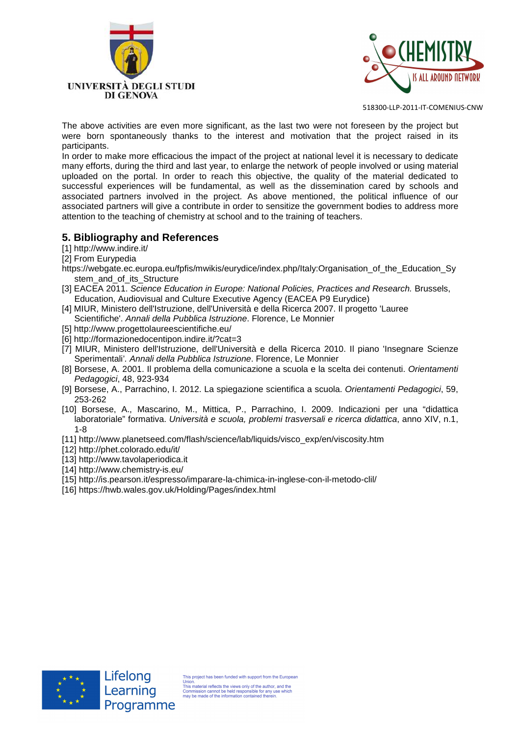The above activities are even more significant, as the last two were not foreseen by the project but were born spontaneously thanks to the interest and motivation that the project raised in its participants.

In order to make more efficacious the impact of the project at national level it is necessary to dedicate many efforts, during the third and last year, to enlarge the network of people involved or using material uploaded on the portal. In order to reach this objective, the quality of the material dedicated to successful experiences will be fundamental, as well as the dissemination cared by schools and associated partners involved in the project. As above mentioned, the political influence of our associated partners will give a contribute in order to sensitize the government bodies to address more attention to the teaching of chemistry at school and to the training of teachers.

## 5. Bibliography and References

[1] http://www.indire.it/

[2] From Eurypedia https://webgate.ec.europa.eu/fpfis/mwikis/eurydice/index.php/Italy:Organisation_of_the_Education_System_and_of_its_Structure

[3] EACEA 2011. *Science Education in Europe: National Policies, Practices and Research.* Brussels, Education, Audiovisual and Culture Executive Agency (EACEA P9 Eurydice)

[4] MIUR, Ministero dell'Istruzione, dell'Università e della Ricerca 2007. Il progetto 'Lauree Scientifiche'. *Annali della Pubblica Istruzione*. Florence, Le Monnier

[5] http://www.progettolaureescientifiche.eu/

[6] http://formazionedocentipon.indire.it/?cat=3

[7] MIUR, Ministero dell'Istruzione, dell'Università e della Ricerca 2010. Il piano 'Insegnare Scienze Sperimentali'. *Annali della Pubblica Istruzione*. Florence, Le Monnier

[8] Borsese, A. 2001. Il problema della comunicazione a scuola e la scelta dei contenuti. *Orientamenti Pedagogici*, 48, 923-934

[9] Borsese, A., Parrachino, I. 2012. La spiegazione scientifica a scuola. *Orientamenti Pedagogici*, 59, 253-262

[10] Borsese, A., Mascarino, M., Mittica, P., Parrachino, I. 2009. Indicazioni per una "didattica laboratoriale" formativa. *Università e scuola, problemi trasversali e ricerca didattica*, anno XIV, n.1, 1-8

[11] http://www.planetseed.com/flash/science/lab/liquids/visco_exp/en/viscosity.htm

[12] http://phet.colorado.edu/it/

[13] http://www.tavolaperiodica.it

[14] http://www.chemistry-is.eu/

[15] http://is.pearson.it/espresso/imparare-la-chimica-in-inglese-con-il-metodo-clil/

[16] https://hwb.wales.gov.uk/Holding/Pages/index.html